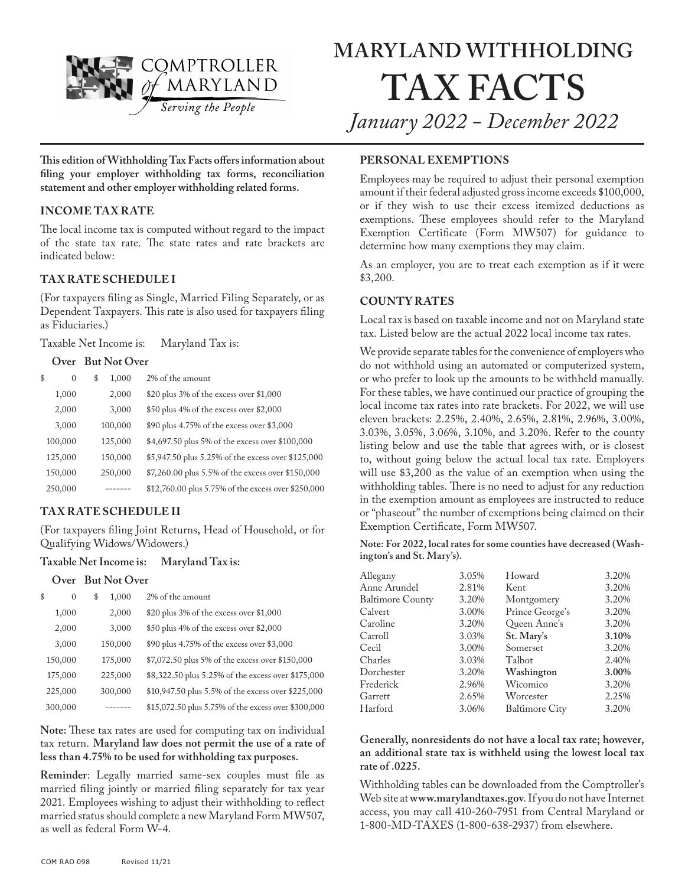COMPTROLLER *of* MARYLAND

*Serving the People*

# MARYLAND WITHHOLDING TAX FACTS

*January 2022 - December 2022*

**This edition of Withholding Tax Facts offers information about filing your employer withholding tax forms, reconciliation statement and other employer withholding related forms.**

## INCOME TAX RATE

The local income tax is computed without regard to the impact of the state tax rate. The state rates and rate brackets are indicated below:

### TAX RATE SCHEDULE I

(For taxpayers filing as Single, Married Filing Separately, or as Dependent Taxpayers. This rate is also used for taxpayers filing as Fiduciaries.)

| Taxable Net Income is: Over | But Not Over | Maryland Tax is: |
|---|---|---|
| $ 0 | $ 1,000 | 2% of the amount |
| 1,000 | 2,000 | $20 plus 3% of the excess over $1,000 |
| 2,000 | 3,000 | $50 plus 4% of the excess over $2,000 |
| 3,000 | 100,000 | $90 plus 4.75% of the excess over $3,000 |
| 100,000 | 125,000 | $4,697.50 plus 5% of the excess over $100,000 |
| 125,000 | 150,000 | $5,947.50 plus 5.25% of the excess over $125,000 |
| 150,000 | 250,000 | $7,260.00 plus 5.5% of the excess over $150,000 |
| 250,000 | ------- | $12,760.00 plus 5.75% of the excess over $250,000 |

### TAX RATE SCHEDULE II

(For taxpayers filing Joint Returns, Head of Household, or for Qualifying Widows/Widowers.)

| Taxable Net Income is: Over | But Not Over | Maryland Tax is: |
|---|---|---|
| $ 0 | $ 1,000 | 2% of the amount |
| 1,000 | 2,000 | $20 plus 3% of the excess over $1,000 |
| 2,000 | 3,000 | $50 plus 4% of the excess over $2,000 |
| 3,000 | 150,000 | $90 plus 4.75% of the excess over $3,000 |
| 150,000 | 175,000 | $7,072.50 plus 5% of the excess over $150,000 |
| 175,000 | 225,000 | $8,322.50 plus 5.25% of the excess over $175,000 |
| 225,000 | 300,000 | $10,947.50 plus 5.5% of the excess over $225,000 |
| 300,000 | ------- | $15,072.50 plus 5.75% of the excess over $300,000 |

**Note:** These tax rates are used for computing tax on individual tax return. **Maryland law does not permit the use of a rate of less than 4.75% to be used for withholding tax purposes.**

**Reminder**: Legally married same-sex couples must file as married filing jointly or married filing separately for tax year 2021. Employees wishing to adjust their withholding to reflect married status should complete a new Maryland Form MW507, as well as federal Form W-4.

## PERSONAL EXEMPTIONS

Employees may be required to adjust their personal exemption amount if their federal adjusted gross income exceeds $100,000, or if they wish to use their excess itemized deductions as exemptions. These employees should refer to the Maryland Exemption Certificate (Form MW507) for guidance to determine how many exemptions they may claim.

As an employer, you are to treat each exemption as if it were $3,200.

## COUNTY RATES

Local tax is based on taxable income and not on Maryland state tax. Listed below are the actual 2022 local income tax rates.

We provide separate tables for the convenience of employers who do not withhold using an automated or computerized system, or who prefer to look up the amounts to be withheld manually. For these tables, we have continued our practice of grouping the local income tax rates into rate brackets. For 2022, we will use eleven brackets: 2.25%, 2.40%, 2.65%, 2.81%, 2.96%, 3.00%, 3.03%, 3.05%, 3.06%, 3.10%, and 3.20%. Refer to the county listing below and use the table that agrees with, or is closest to, without going below the actual local tax rate. Employers will use $3,200 as the value of an exemption when using the withholding tables. There is no need to adjust for any reduction in the exemption amount as employees are instructed to reduce or "phaseout" the number of exemptions being claimed on their Exemption Certificate, Form MW507.

**Note: For 2022, local rates for some counties have decreased (Washington's and St. Mary's).**

| County | Rate | County | Rate |
|---|---|---|---|
| Allegany | 3.05% | Howard | 3.20% |
| Anne Arundel | 2.81% | Kent | 3.20% |
| Baltimore County | 3.20% | Montgomery | 3.20% |
| Calvert | 3.00% | Prince George's | 3.20% |
| Caroline | 3.20% | Queen Anne's | 3.20% |
| Carroll | 3.03% | **St. Mary's** | **3.10%** |
| Cecil | 3.00% | Somerset | 3.20% |
| Charles | 3.03% | Talbot | 2.40% |
| Dorchester | 3.20% | **Washington** | **3.00%** |
| Frederick | 2.96% | Wicomico | 3.20% |
| Garrett | 2.65% | Worcester | 2.25% |
| Harford | 3.06% | Baltimore City | 3.20% |

**Generally, nonresidents do not have a local tax rate; however, an additional state tax is withheld using the lowest local tax rate of .0225.**

Withholding tables can be downloaded from the Comptroller's Web site at **www.marylandtaxes.gov**. If you do not have Internet access, you may call 410-260-7951 from Central Maryland or 1-800-MD-TAXES (1-800-638-2937) from elsewhere.

COM RAD 098 Revised 11/21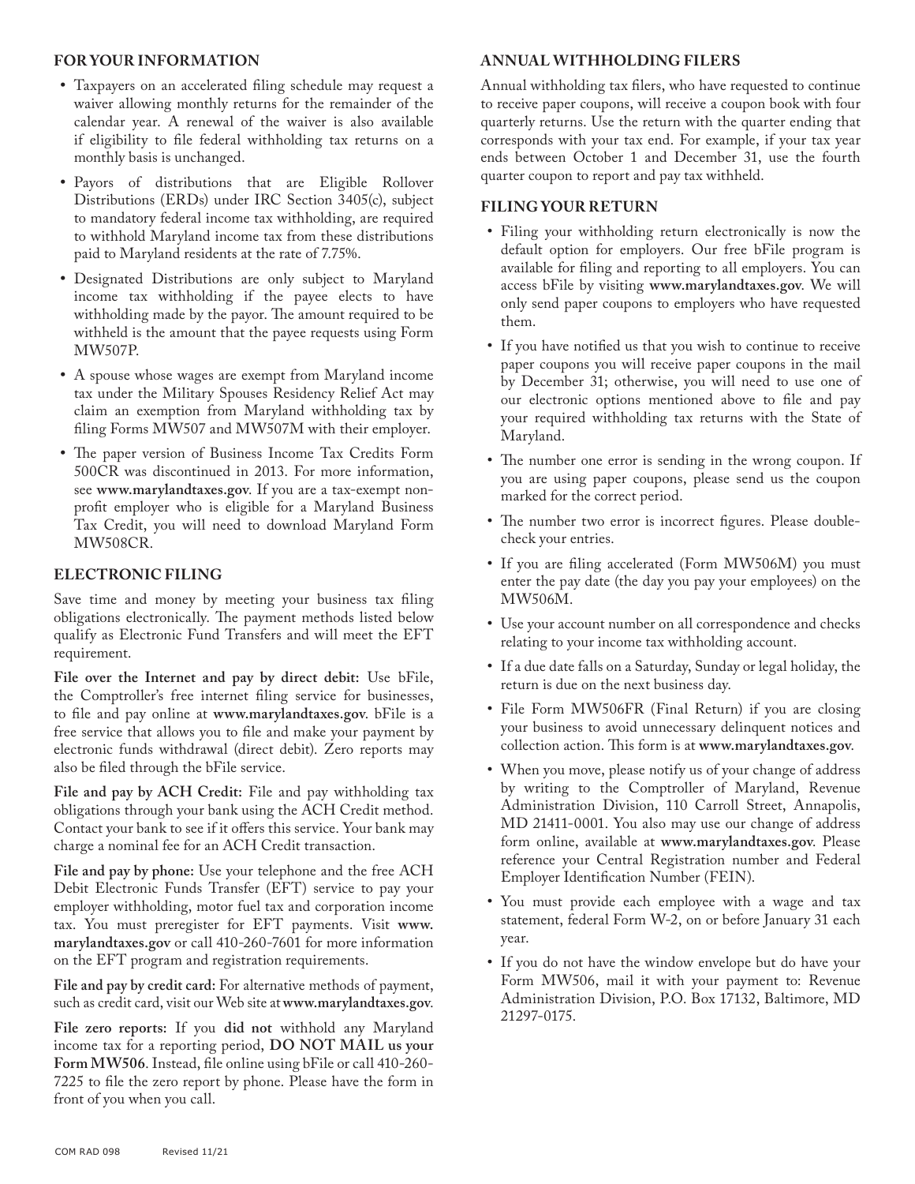## FOR YOUR INFORMATION

- Taxpayers on an accelerated filing schedule may request a waiver allowing monthly returns for the remainder of the calendar year. A renewal of the waiver is also available if eligibility to file federal withholding tax returns on a monthly basis is unchanged.
- Payors of distributions that are Eligible Rollover Distributions (ERDs) under IRC Section 3405(c), subject to mandatory federal income tax withholding, are required to withhold Maryland income tax from these distributions paid to Maryland residents at the rate of 7.75%.
- Designated Distributions are only subject to Maryland income tax withholding if the payee elects to have withholding made by the payor. The amount required to be withheld is the amount that the payee requests using Form MW507P.
- A spouse whose wages are exempt from Maryland income tax under the Military Spouses Residency Relief Act may claim an exemption from Maryland withholding tax by filing Forms MW507 and MW507M with their employer.
- The paper version of Business Income Tax Credits Form 500CR was discontinued in 2013. For more information, see **www.marylandtaxes.gov**. If you are a tax-exempt non-profit employer who is eligible for a Maryland Business Tax Credit, you will need to download Maryland Form MW508CR.

## ELECTRONIC FILING

Save time and money by meeting your business tax filing obligations electronically. The payment methods listed below qualify as Electronic Fund Transfers and will meet the EFT requirement.

**File over the Internet and pay by direct debit:** Use bFile, the Comptroller's free internet filing service for businesses, to file and pay online at **www.marylandtaxes.gov**. bFile is a free service that allows you to file and make your payment by electronic funds withdrawal (direct debit). Zero reports may also be filed through the bFile service.

**File and pay by ACH Credit:** File and pay withholding tax obligations through your bank using the ACH Credit method. Contact your bank to see if it offers this service. Your bank may charge a nominal fee for an ACH Credit transaction.

**File and pay by phone:** Use your telephone and the free ACH Debit Electronic Funds Transfer (EFT) service to pay your employer withholding, motor fuel tax and corporation income tax. You must preregister for EFT payments. Visit **www.marylandtaxes.gov** or call 410-260-7601 for more information on the EFT program and registration requirements.

**File and pay by credit card:** For alternative methods of payment, such as credit card, visit our Web site at **www.marylandtaxes.gov**.

**File zero reports:** If you **did not** withhold any Maryland income tax for a reporting period, **DO NOT MAIL us your Form MW506**. Instead, file online using bFile or call 410-260-7225 to file the zero report by phone. Please have the form in front of you when you call.

## ANNUAL WITHHOLDING FILERS

Annual withholding tax filers, who have requested to continue to receive paper coupons, will receive a coupon book with four quarterly returns. Use the return with the quarter ending that corresponds with your tax end. For example, if your tax year ends between October 1 and December 31, use the fourth quarter coupon to report and pay tax withheld.

## FILING YOUR RETURN

- Filing your withholding return electronically is now the default option for employers. Our free bFile program is available for filing and reporting to all employers. You can access bFile by visiting **www.marylandtaxes.gov**. We will only send paper coupons to employers who have requested them.
- If you have notified us that you wish to continue to receive paper coupons you will receive paper coupons in the mail by December 31; otherwise, you will need to use one of our electronic options mentioned above to file and pay your required withholding tax returns with the State of Maryland.
- The number one error is sending in the wrong coupon. If you are using paper coupons, please send us the coupon marked for the correct period.
- The number two error is incorrect figures. Please double-check your entries.
- If you are filing accelerated (Form MW506M) you must enter the pay date (the day you pay your employees) on the MW506M.
- Use your account number on all correspondence and checks relating to your income tax withholding account.
- If a due date falls on a Saturday, Sunday or legal holiday, the return is due on the next business day.
- File Form MW506FR (Final Return) if you are closing your business to avoid unnecessary delinquent notices and collection action. This form is at **www.marylandtaxes.gov**.
- When you move, please notify us of your change of address by writing to the Comptroller of Maryland, Revenue Administration Division, 110 Carroll Street, Annapolis, MD 21411-0001. You also may use our change of address form online, available at **www.marylandtaxes.gov**. Please reference your Central Registration number and Federal Employer Identification Number (FEIN).
- You must provide each employee with a wage and tax statement, federal Form W-2, on or before January 31 each year.
- If you do not have the window envelope but do have your Form MW506, mail it with your payment to: Revenue Administration Division, P.O. Box 17132, Baltimore, MD 21297-0175.

COM RAD 098 Revised 11/21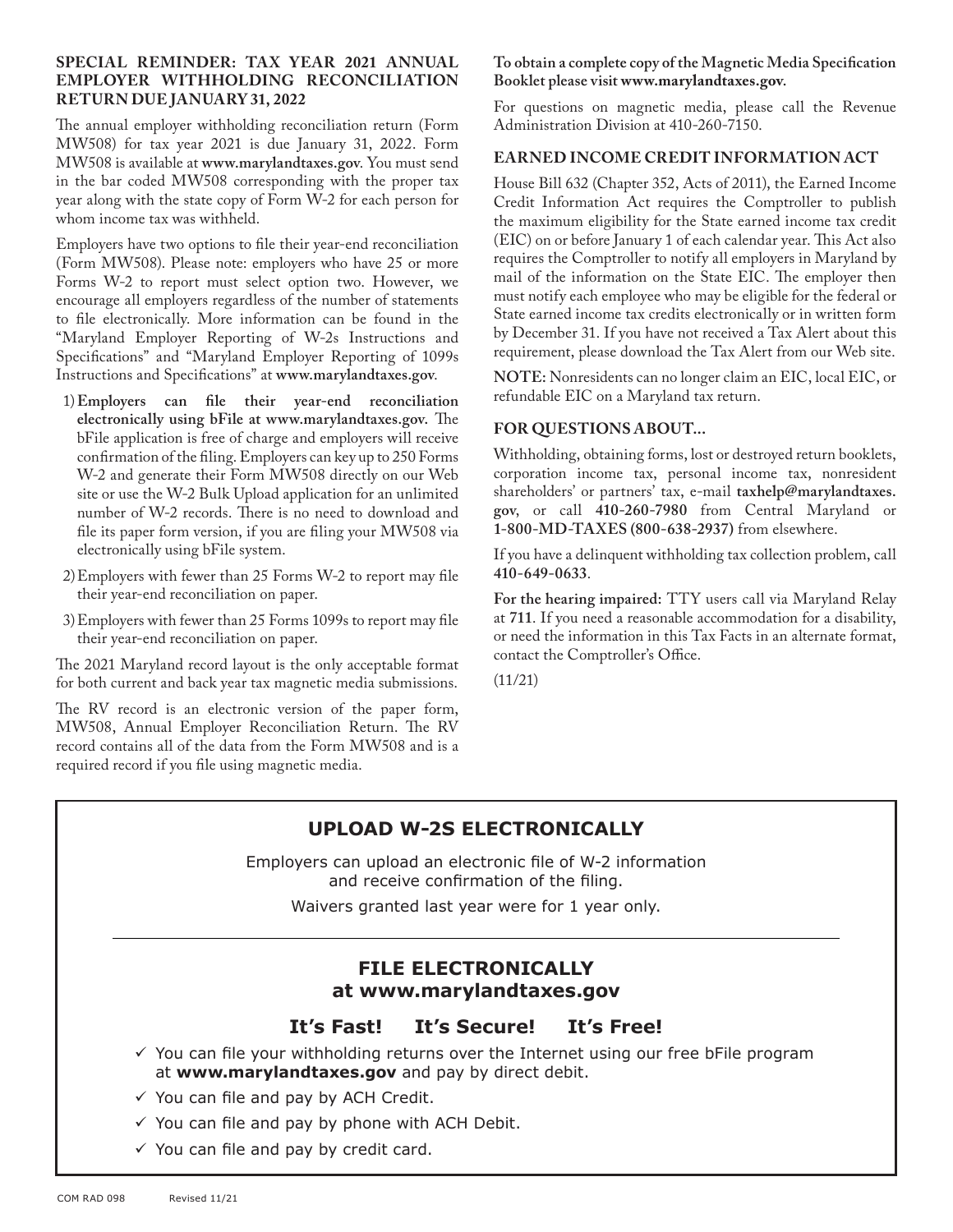## SPECIAL REMINDER: TAX YEAR 2021 ANNUAL EMPLOYER WITHHOLDING RECONCILIATION RETURN DUE JANUARY 31, 2022

The annual employer withholding reconciliation return (Form MW508) for tax year 2021 is due January 31, 2022. Form MW508 is available at **www.marylandtaxes.gov**. You must send in the bar coded MW508 corresponding with the proper tax year along with the state copy of Form W-2 for each person for whom income tax was withheld.

Employers have two options to file their year-end reconciliation (Form MW508). Please note: employers who have 25 or more Forms W-2 to report must select option two. However, we encourage all employers regardless of the number of statements to file electronically. More information can be found in the "Maryland Employer Reporting of W-2s Instructions and Specifications" and "Maryland Employer Reporting of 1099s Instructions and Specifications" at **www.marylandtaxes.gov**.

1) **Employers can file their year-end reconciliation electronically using bFile at www.marylandtaxes.gov.** The bFile application is free of charge and employers will receive confirmation of the filing. Employers can key up to 250 Forms W-2 and generate their Form MW508 directly on our Web site or use the W-2 Bulk Upload application for an unlimited number of W-2 records. There is no need to download and file its paper form version, if you are filing your MW508 via electronically using bFile system.
2) Employers with fewer than 25 Forms W-2 to report may file their year-end reconciliation on paper.
3) Employers with fewer than 25 Forms 1099s to report may file their year-end reconciliation on paper.

The 2021 Maryland record layout is the only acceptable format for both current and back year tax magnetic media submissions.

The RV record is an electronic version of the paper form, MW508, Annual Employer Reconciliation Return. The RV record contains all of the data from the Form MW508 and is a required record if you file using magnetic media.

**To obtain a complete copy of the Magnetic Media Specification Booklet please visit www.marylandtaxes.gov.**

For questions on magnetic media, please call the Revenue Administration Division at 410-260-7150.

## EARNED INCOME CREDIT INFORMATION ACT

House Bill 632 (Chapter 352, Acts of 2011), the Earned Income Credit Information Act requires the Comptroller to publish the maximum eligibility for the State earned income tax credit (EIC) on or before January 1 of each calendar year. This Act also requires the Comptroller to notify all employers in Maryland by mail of the information on the State EIC. The employer then must notify each employee who may be eligible for the federal or State earned income tax credits electronically or in written form by December 31. If you have not received a Tax Alert about this requirement, please download the Tax Alert from our Web site.

**NOTE:** Nonresidents can no longer claim an EIC, local EIC, or refundable EIC on a Maryland tax return.

## FOR QUESTIONS ABOUT...

Withholding, obtaining forms, lost or destroyed return booklets, corporation income tax, personal income tax, nonresident shareholders' or partners' tax, e-mail **taxhelp@marylandtaxes.gov**, or call **410-260-7980** from Central Maryland or **1-800-MD-TAXES (800-638-2937)** from elsewhere.

If you have a delinquent withholding tax collection problem, call **410-649-0633**.

**For the hearing impaired:** TTY users call via Maryland Relay at **711**. If you need a reasonable accommodation for a disability, or need the information in this Tax Facts in an alternate format, contact the Comptroller's Office.

(11/21)

## UPLOAD W-2S ELECTRONICALLY

Employers can upload an electronic file of W-2 information and receive confirmation of the filing.

Waivers granted last year were for 1 year only.

## FILE ELECTRONICALLY at www.marylandtaxes.gov

### It's Fast! It's Secure! It's Free!

- ✓ You can file your withholding returns over the Internet using our free bFile program at **www.marylandtaxes.gov** and pay by direct debit.
- ✓ You can file and pay by ACH Credit.
- ✓ You can file and pay by phone with ACH Debit.
- ✓ You can file and pay by credit card.

COM RAD 098 Revised 11/21